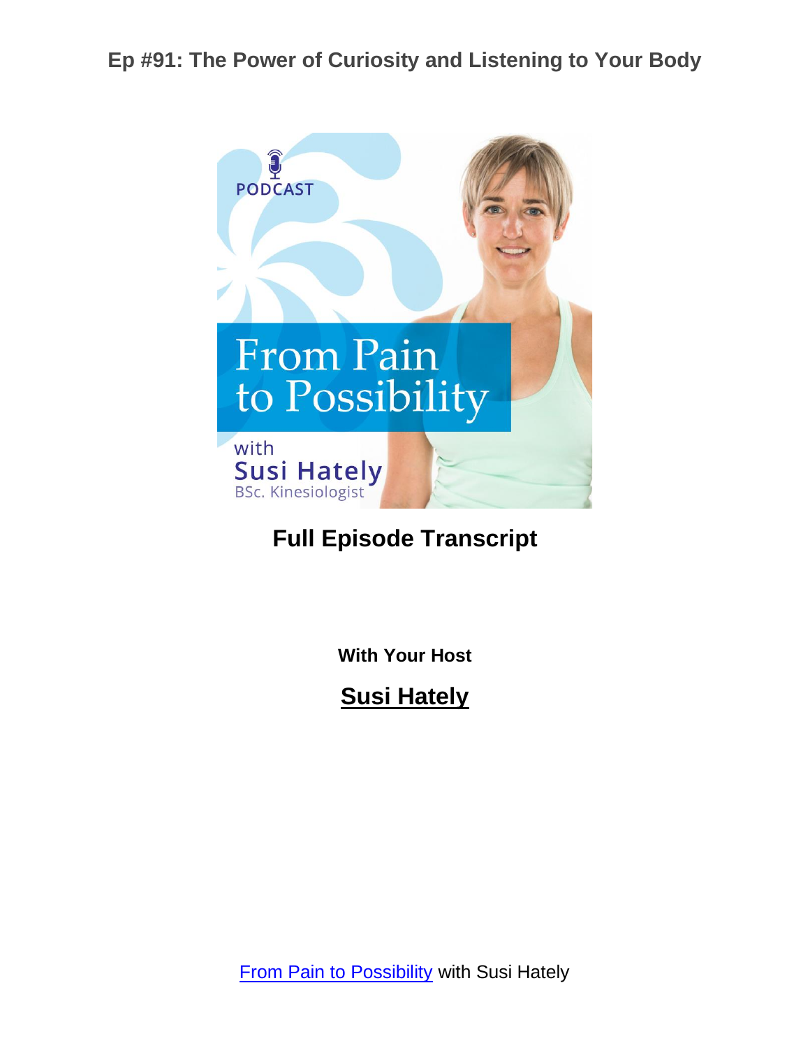# Ep #91: The Power of Curiosity and Listening to Your Body

## Full Episode Transcript

**With Your Host**

**Susi Hately**

From Pain to Possibility with Susi Hately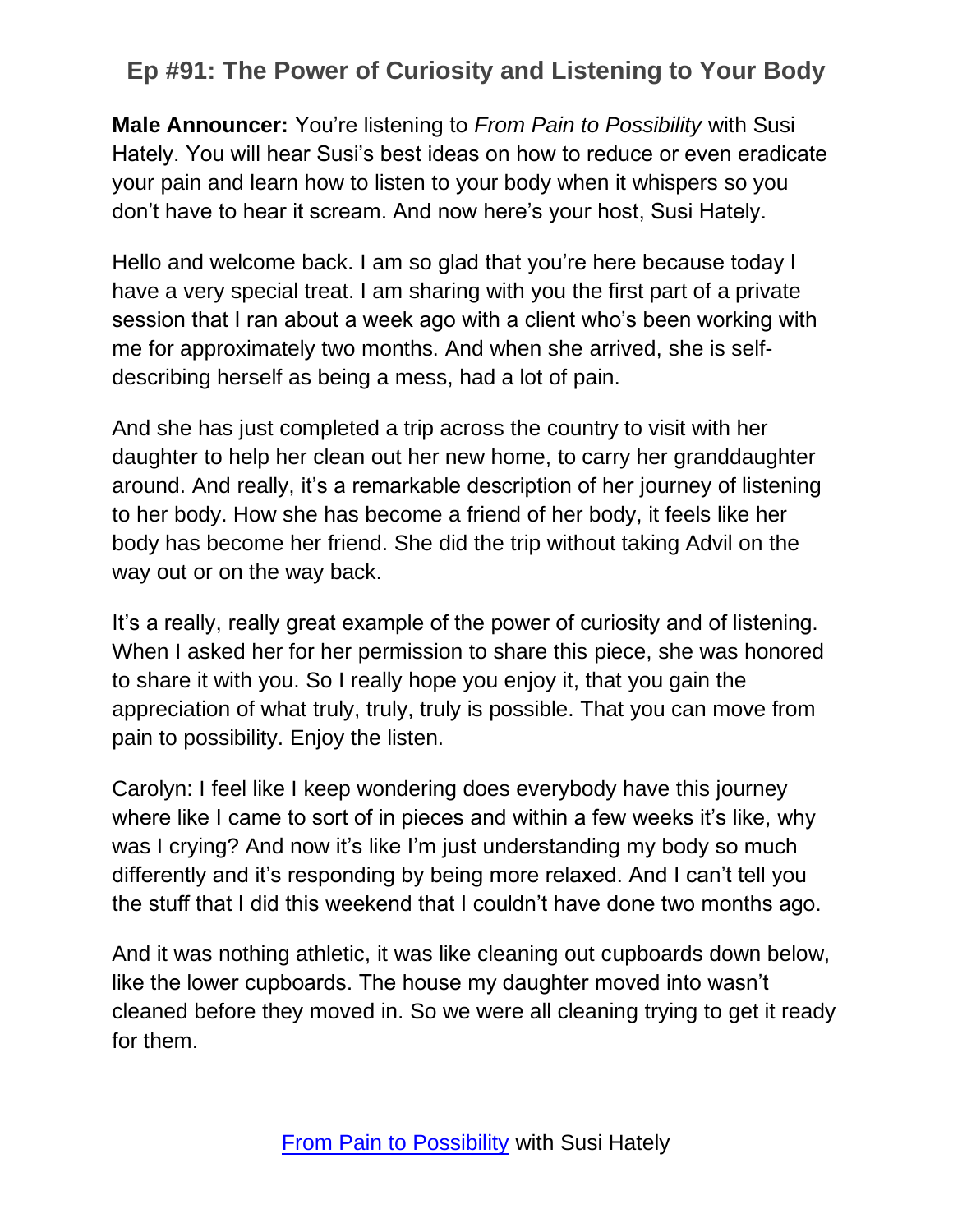# Ep #91: The Power of Curiosity and Listening to Your Body

**Male Announcer:** You're listening to *From Pain to Possibility* with Susi Hately. You will hear Susi's best ideas on how to reduce or even eradicate your pain and learn how to listen to your body when it whispers so you don't have to hear it scream. And now here's your host, Susi Hately.

Hello and welcome back. I am so glad that you're here because today I have a very special treat. I am sharing with you the first part of a private session that I ran about a week ago with a client who's been working with me for approximately two months. And when she arrived, she is self-describing herself as being a mess, had a lot of pain.

And she has just completed a trip across the country to visit with her daughter to help her clean out her new home, to carry her granddaughter around. And really, it's a remarkable description of her journey of listening to her body. How she has become a friend of her body, it feels like her body has become her friend. She did the trip without taking Advil on the way out or on the way back.

It's a really, really great example of the power of curiosity and of listening. When I asked her for her permission to share this piece, she was honored to share it with you. So I really hope you enjoy it, that you gain the appreciation of what truly, truly, truly is possible. That you can move from pain to possibility. Enjoy the listen.

Carolyn: I feel like I keep wondering does everybody have this journey where like I came to sort of in pieces and within a few weeks it's like, why was I crying? And now it's like I'm just understanding my body so much differently and it's responding by being more relaxed. And I can't tell you the stuff that I did this weekend that I couldn't have done two months ago.

And it was nothing athletic, it was like cleaning out cupboards down below, like the lower cupboards. The house my daughter moved into wasn't cleaned before they moved in. So we were all cleaning trying to get it ready for them.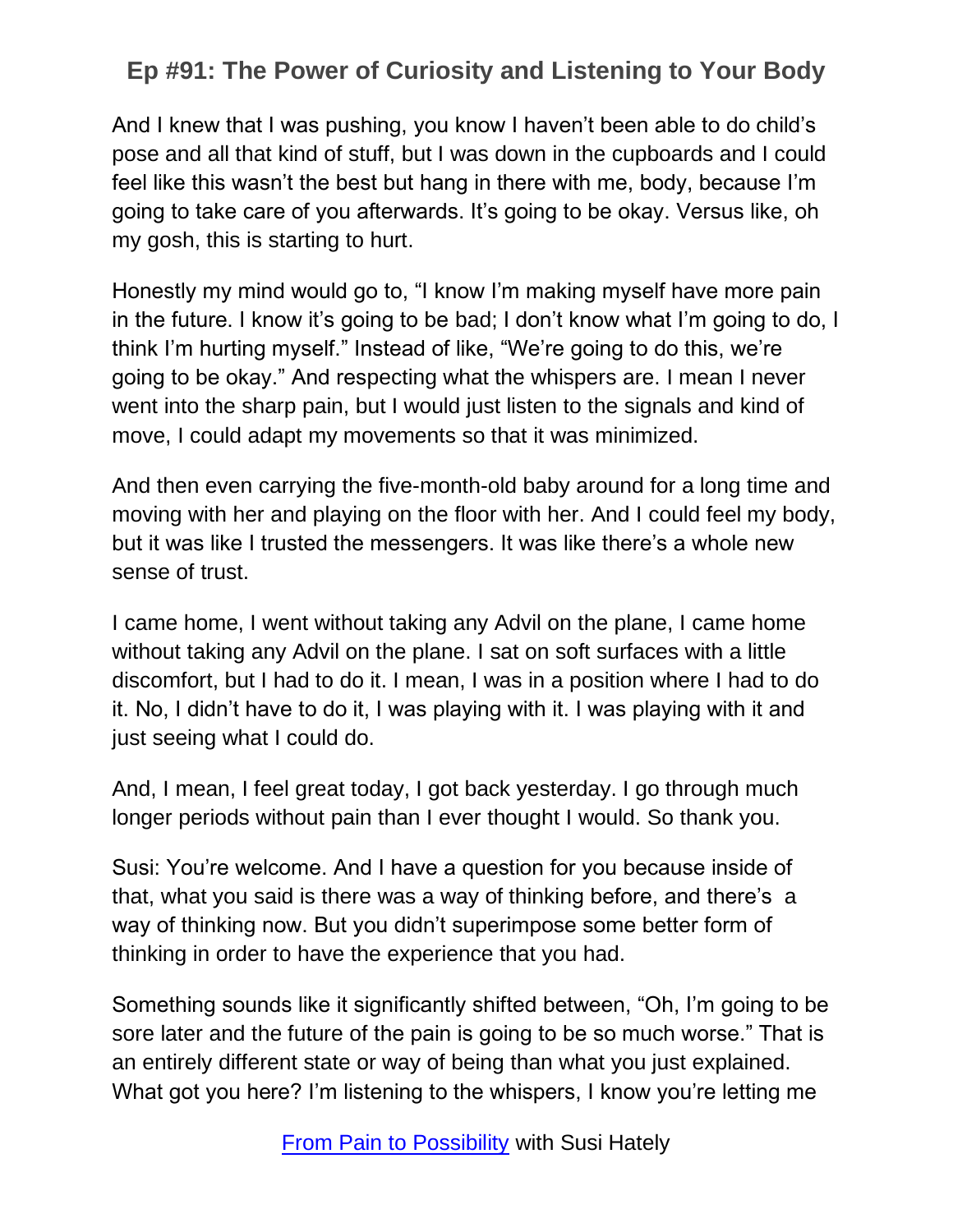And I knew that I was pushing, you know I haven't been able to do child's pose and all that kind of stuff, but I was down in the cupboards and I could feel like this wasn't the best but hang in there with me, body, because I'm going to take care of you afterwards. It's going to be okay. Versus like, oh my gosh, this is starting to hurt.

Honestly my mind would go to, "I know I'm making myself have more pain in the future. I know it's going to be bad; I don't know what I'm going to do, I think I'm hurting myself." Instead of like, "We're going to do this, we're going to be okay." And respecting what the whispers are. I mean I never went into the sharp pain, but I would just listen to the signals and kind of move, I could adapt my movements so that it was minimized.

And then even carrying the five-month-old baby around for a long time and moving with her and playing on the floor with her. And I could feel my body, but it was like I trusted the messengers. It was like there's a whole new sense of trust.

I came home, I went without taking any Advil on the plane, I came home without taking any Advil on the plane. I sat on soft surfaces with a little discomfort, but I had to do it. I mean, I was in a position where I had to do it. No, I didn't have to do it, I was playing with it. I was playing with it and just seeing what I could do.

And, I mean, I feel great today, I got back yesterday. I go through much longer periods without pain than I ever thought I would. So thank you.

Susi: You're welcome. And I have a question for you because inside of that, what you said is there was a way of thinking before, and there's a way of thinking now. But you didn't superimpose some better form of thinking in order to have the experience that you had.

Something sounds like it significantly shifted between, "Oh, I'm going to be sore later and the future of the pain is going to be so much worse." That is an entirely different state or way of being than what you just explained. What got you here? I'm listening to the whispers, I know you're letting me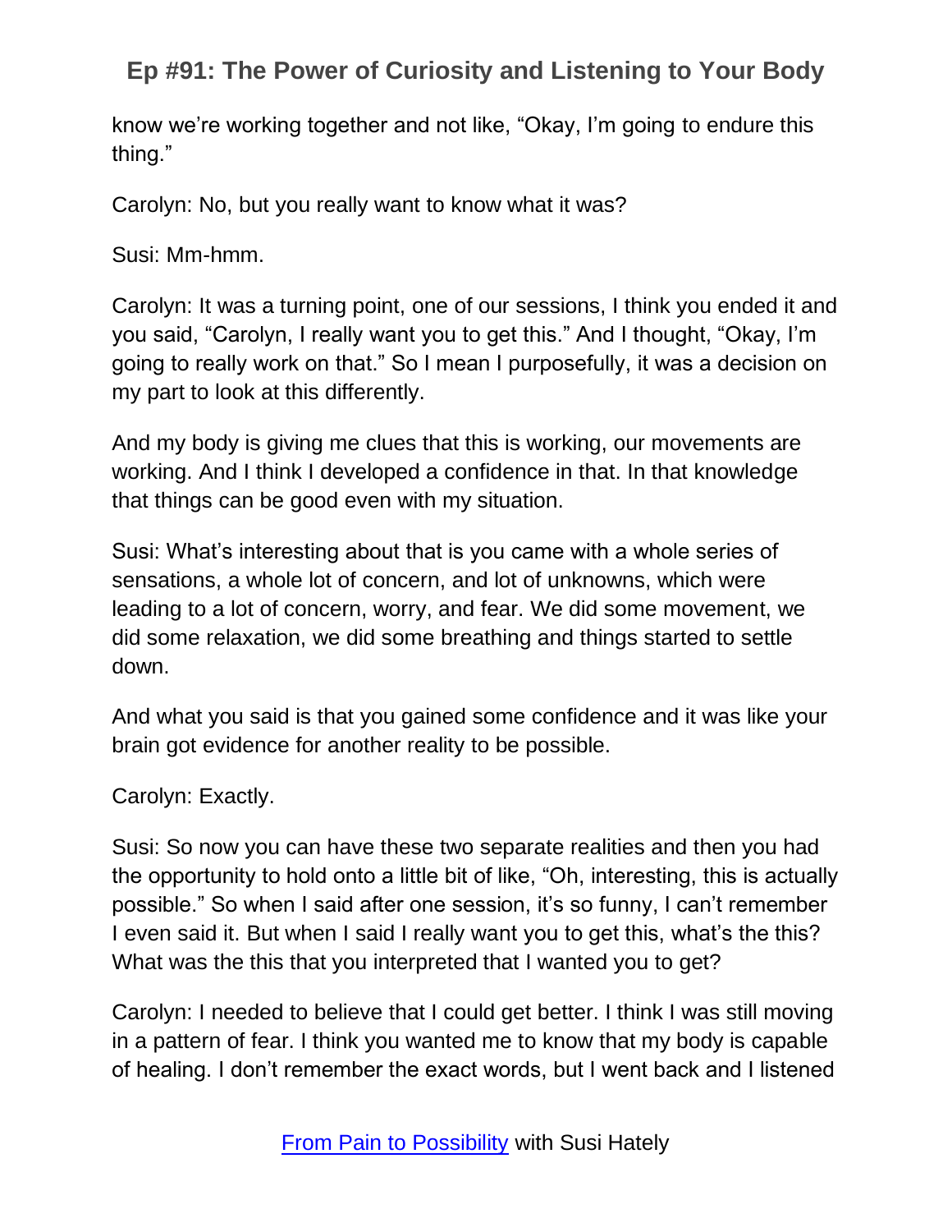know we're working together and not like, "Okay, I'm going to endure this thing."

Carolyn: No, but you really want to know what it was?

Susi: Mm-hmm.

Carolyn: It was a turning point, one of our sessions, I think you ended it and you said, "Carolyn, I really want you to get this." And I thought, "Okay, I'm going to really work on that." So I mean I purposefully, it was a decision on my part to look at this differently.

And my body is giving me clues that this is working, our movements are working. And I think I developed a confidence in that. In that knowledge that things can be good even with my situation.

Susi: What's interesting about that is you came with a whole series of sensations, a whole lot of concern, and lot of unknowns, which were leading to a lot of concern, worry, and fear. We did some movement, we did some relaxation, we did some breathing and things started to settle down.

And what you said is that you gained some confidence and it was like your brain got evidence for another reality to be possible.

Carolyn: Exactly.

Susi: So now you can have these two separate realities and then you had the opportunity to hold onto a little bit of like, "Oh, interesting, this is actually possible." So when I said after one session, it's so funny, I can't remember I even said it. But when I said I really want you to get this, what's the this? What was the this that you interpreted that I wanted you to get?

Carolyn: I needed to believe that I could get better. I think I was still moving in a pattern of fear. I think you wanted me to know that my body is capable of healing. I don't remember the exact words, but I went back and I listened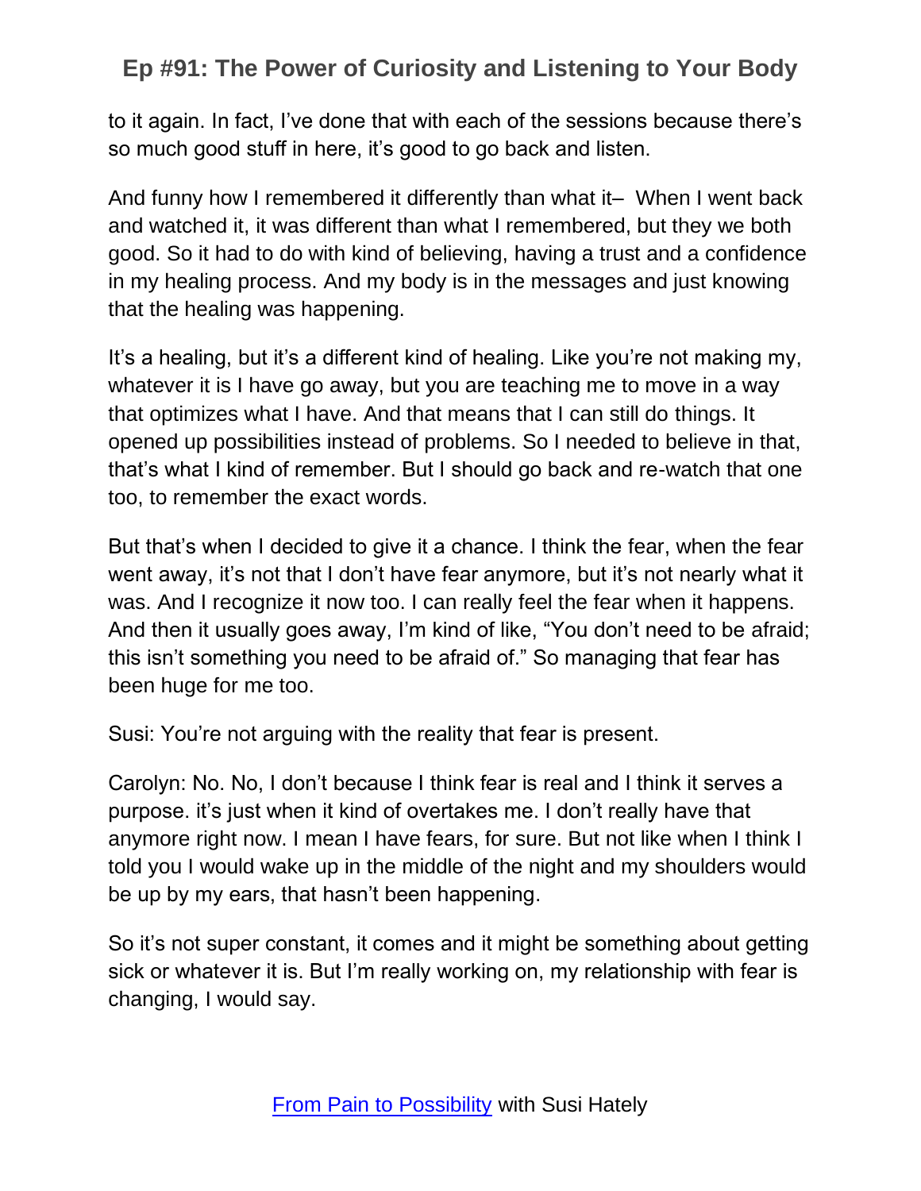to it again. In fact, I've done that with each of the sessions because there's so much good stuff in here, it's good to go back and listen.

And funny how I remembered it differently than what it– When I went back and watched it, it was different than what I remembered, but they we both good. So it had to do with kind of believing, having a trust and a confidence in my healing process. And my body is in the messages and just knowing that the healing was happening.

It's a healing, but it's a different kind of healing. Like you're not making my, whatever it is I have go away, but you are teaching me to move in a way that optimizes what I have. And that means that I can still do things. It opened up possibilities instead of problems. So I needed to believe in that, that's what I kind of remember. But I should go back and re-watch that one too, to remember the exact words.

But that's when I decided to give it a chance. I think the fear, when the fear went away, it's not that I don't have fear anymore, but it's not nearly what it was. And I recognize it now too. I can really feel the fear when it happens. And then it usually goes away, I'm kind of like, "You don't need to be afraid; this isn't something you need to be afraid of." So managing that fear has been huge for me too.

Susi: You're not arguing with the reality that fear is present.

Carolyn: No. No, I don't because I think fear is real and I think it serves a purpose. it's just when it kind of overtakes me. I don't really have that anymore right now. I mean I have fears, for sure. But not like when I think I told you I would wake up in the middle of the night and my shoulders would be up by my ears, that hasn't been happening.

So it's not super constant, it comes and it might be something about getting sick or whatever it is. But I'm really working on, my relationship with fear is changing, I would say.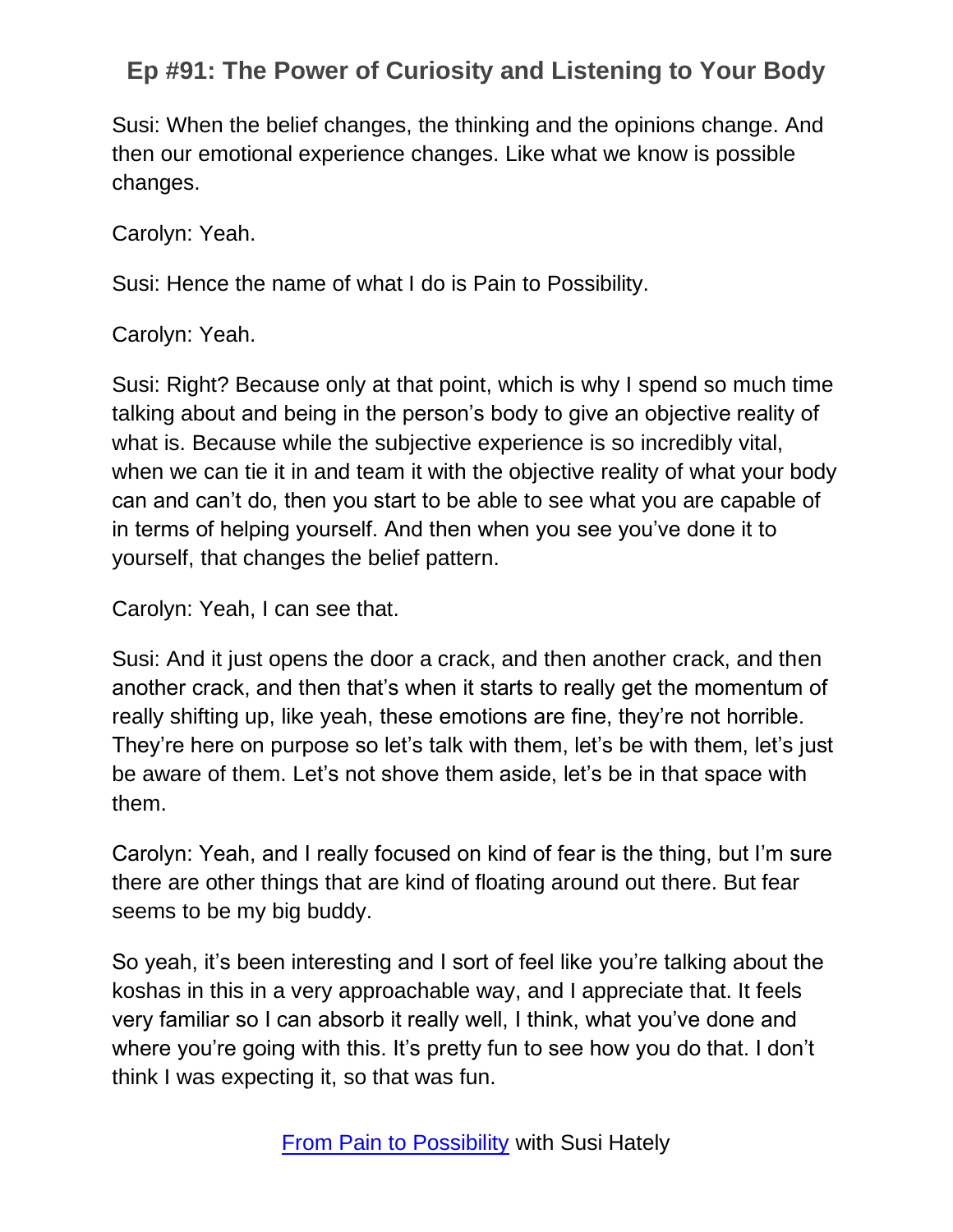Susi: When the belief changes, the thinking and the opinions change. And then our emotional experience changes. Like what we know is possible changes.

Carolyn: Yeah.

Susi: Hence the name of what I do is Pain to Possibility.

Carolyn: Yeah.

Susi: Right? Because only at that point, which is why I spend so much time talking about and being in the person's body to give an objective reality of what is. Because while the subjective experience is so incredibly vital, when we can tie it in and team it with the objective reality of what your body can and can't do, then you start to be able to see what you are capable of in terms of helping yourself. And then when you see you've done it to yourself, that changes the belief pattern.

Carolyn: Yeah, I can see that.

Susi: And it just opens the door a crack, and then another crack, and then another crack, and then that's when it starts to really get the momentum of really shifting up, like yeah, these emotions are fine, they're not horrible. They're here on purpose so let's talk with them, let's be with them, let's just be aware of them. Let's not shove them aside, let's be in that space with them.

Carolyn: Yeah, and I really focused on kind of fear is the thing, but I'm sure there are other things that are kind of floating around out there. But fear seems to be my big buddy.

So yeah, it's been interesting and I sort of feel like you're talking about the koshas in this in a very approachable way, and I appreciate that. It feels very familiar so I can absorb it really well, I think, what you've done and where you're going with this. It's pretty fun to see how you do that. I don't think I was expecting it, so that was fun.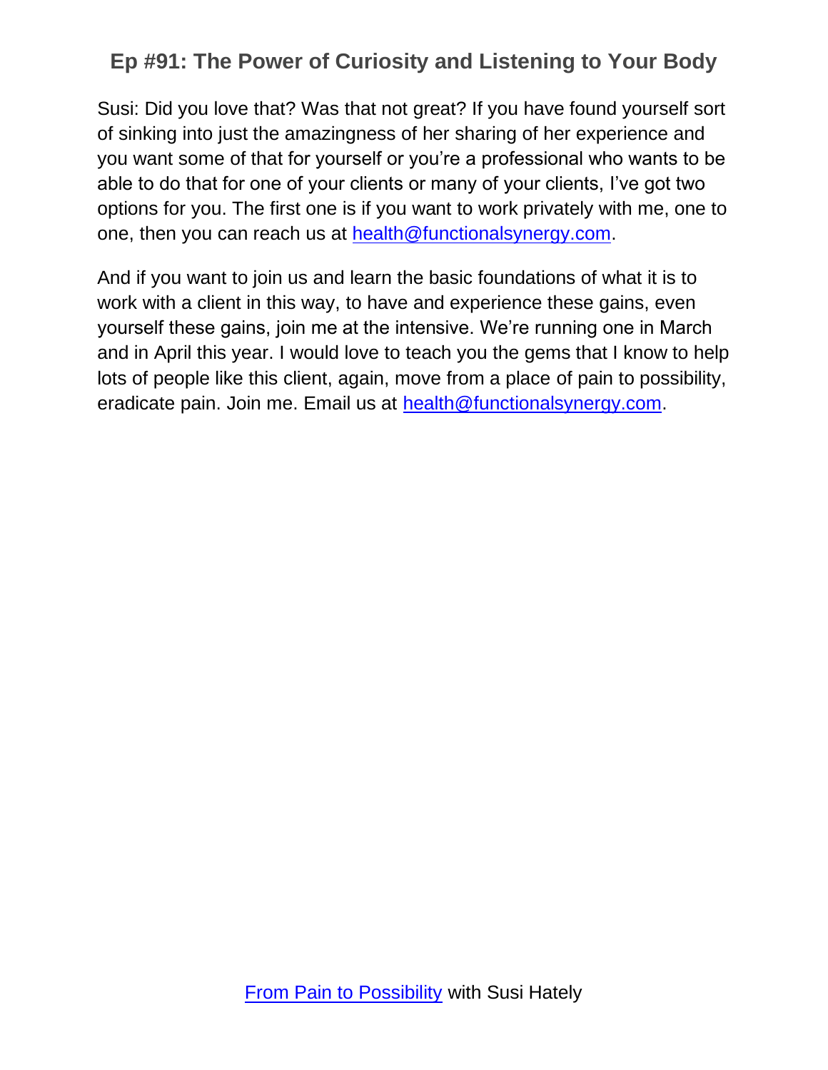Susi: Did you love that? Was that not great? If you have found yourself sort of sinking into just the amazingness of her sharing of her experience and you want some of that for yourself or you're a professional who wants to be able to do that for one of your clients or many of your clients, I've got two options for you. The first one is if you want to work privately with me, one to one, then you can reach us at [health@functionalsynergy.com](mailto:health@functionalsynergy.com).

And if you want to join us and learn the basic foundations of what it is to work with a client in this way, to have and experience these gains, even yourself these gains, join me at the intensive. We're running one in March and in April this year. I would love to teach you the gems that I know to help lots of people like this client, again, move from a place of pain to possibility, eradicate pain. Join me. Email us at [health@functionalsynergy.com](mailto:health@functionalsynergy.com).